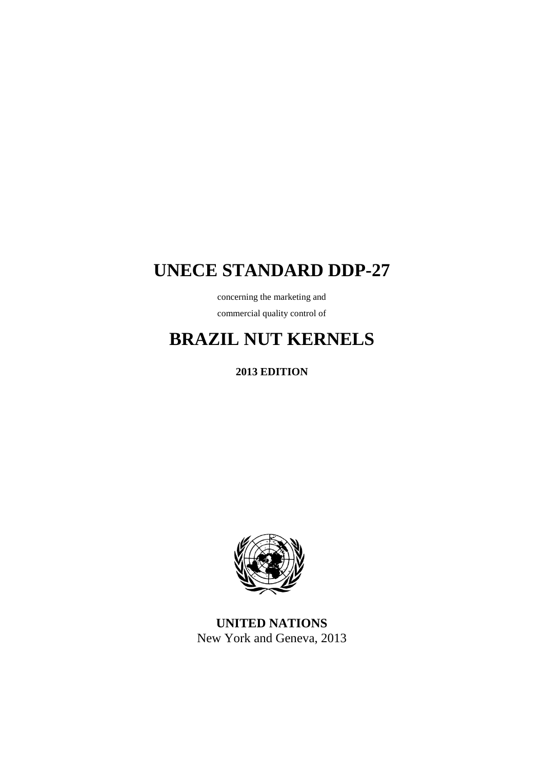# UNECE STANDARD DDP-27

concerning the marketing and

commercial quality control of

# BRAZIL NUT KERNELS

**2013 EDITION**

**UNITED NATIONS**

New York and Geneva, 2013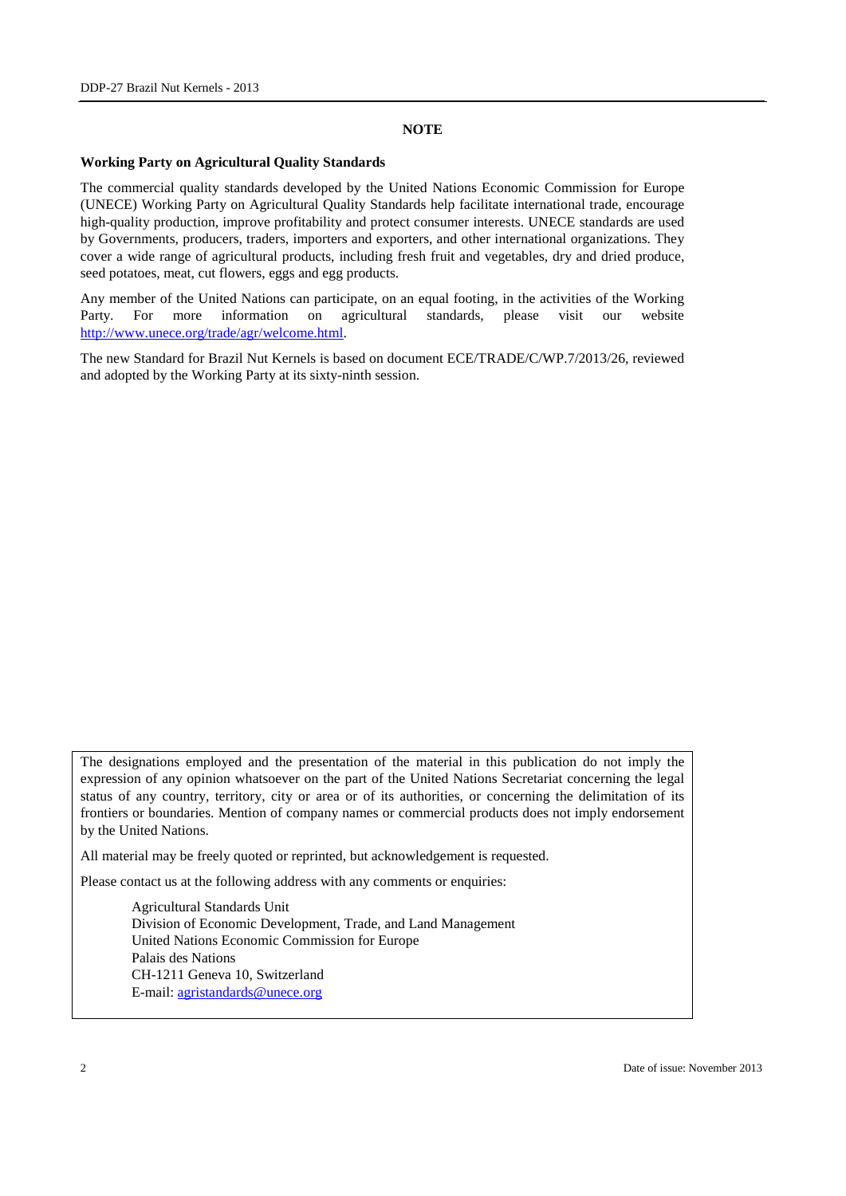# NOTE

## Working Party on Agricultural Quality Standards

The commercial quality standards developed by the United Nations Economic Commission for Europe (UNECE) Working Party on Agricultural Quality Standards help facilitate international trade, encourage high-quality production, improve profitability and protect consumer interests. UNECE standards are used by Governments, producers, traders, importers and exporters, and other international organizations. They cover a wide range of agricultural products, including fresh fruit and vegetables, dry and dried produce, seed potatoes, meat, cut flowers, eggs and egg products.

Any member of the United Nations can participate, on an equal footing, in the activities of the Working Party. For more information on agricultural standards, please visit our website http://www.unece.org/trade/agr/welcome.html.

The new Standard for Brazil Nut Kernels is based on document ECE/TRADE/C/WP.7/2013/26, reviewed and adopted by the Working Party at its sixty-ninth session.

The designations employed and the presentation of the material in this publication do not imply the expression of any opinion whatsoever on the part of the United Nations Secretariat concerning the legal status of any country, territory, city or area or of its authorities, or concerning the delimitation of its frontiers or boundaries. Mention of company names or commercial products does not imply endorsement by the United Nations.

All material may be freely quoted or reprinted, but acknowledgement is requested.

Please contact us at the following address with any comments or enquiries:

Agricultural Standards Unit  
Division of Economic Development, Trade, and Land Management  
United Nations Economic Commission for Europe  
Palais des Nations  
CH-1211 Geneva 10, Switzerland  
E-mail: agristandards@unece.org

Date of issue: November 2013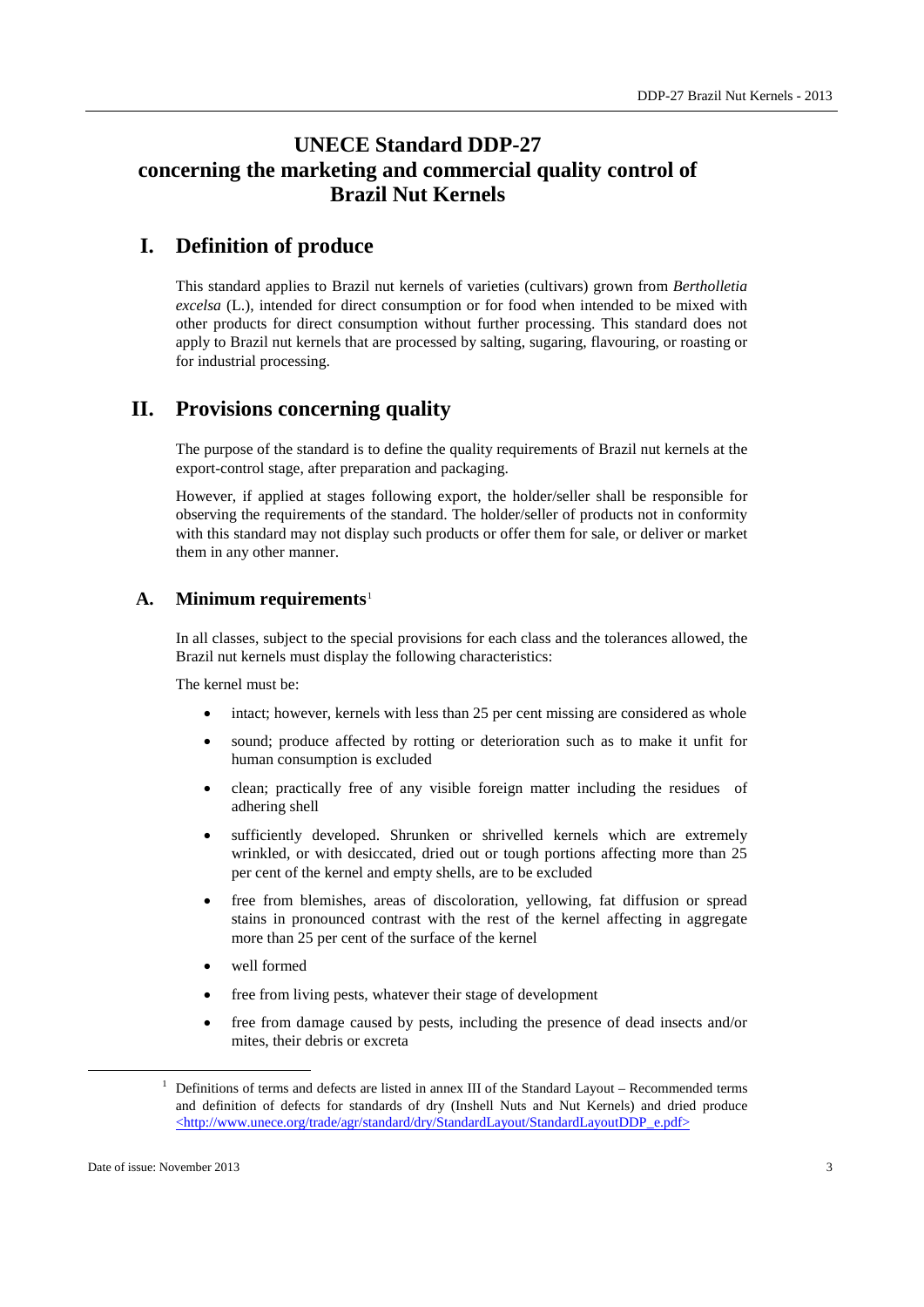# UNECE Standard DDP-27 concerning the marketing and commercial quality control of Brazil Nut Kernels

## I. Definition of produce

This standard applies to Brazil nut kernels of varieties (cultivars) grown from *Bertholletia excelsa* (L.), intended for direct consumption or for food when intended to be mixed with other products for direct consumption without further processing. This standard does not apply to Brazil nut kernels that are processed by salting, sugaring, flavouring, or roasting or for industrial processing.

## II. Provisions concerning quality

The purpose of the standard is to define the quality requirements of Brazil nut kernels at the export-control stage, after preparation and packaging.

However, if applied at stages following export, the holder/seller shall be responsible for observing the requirements of the standard. The holder/seller of products not in conformity with this standard may not display such products or offer them for sale, or deliver or market them in any other manner.

### A. Minimum requirements[1]

In all classes, subject to the special provisions for each class and the tolerances allowed, the Brazil nut kernels must display the following characteristics:

The kernel must be:

- intact; however, kernels with less than 25 per cent missing are considered as whole
- sound; produce affected by rotting or deterioration such as to make it unfit for human consumption is excluded
- clean; practically free of any visible foreign matter including the residues of adhering shell
- sufficiently developed. Shrunken or shrivelled kernels which are extremely wrinkled, or with desiccated, dried out or tough portions affecting more than 25 per cent of the kernel and empty shells, are to be excluded
- free from blemishes, areas of discoloration, yellowing, fat diffusion or spread stains in pronounced contrast with the rest of the kernel affecting in aggregate more than 25 per cent of the surface of the kernel
- well formed
- free from living pests, whatever their stage of development
- free from damage caused by pests, including the presence of dead insects and/or mites, their debris or excreta

[1] Definitions of terms and defects are listed in annex III of the Standard Layout – Recommended terms and definition of defects for standards of dry (Inshell Nuts and Nut Kernels) and dried produce <http://www.unece.org/trade/agr/standard/dry/StandardLayout/StandardLayoutDDP_e.pdf>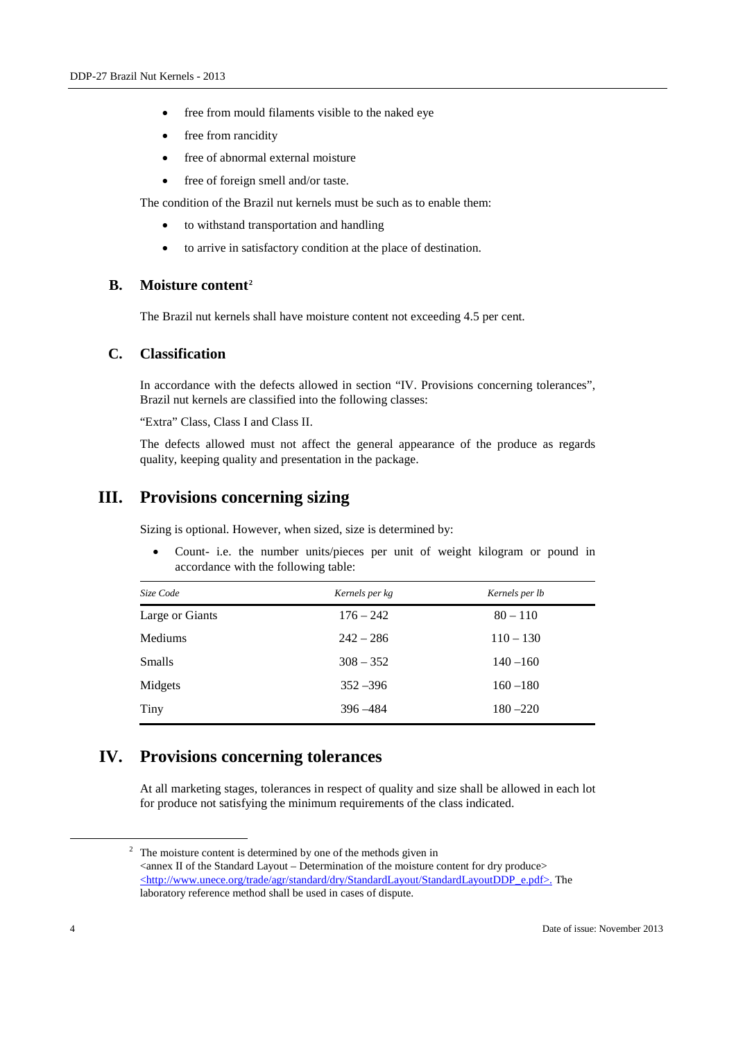- free from mould filaments visible to the naked eye
- free from rancidity
- free of abnormal external moisture
- free of foreign smell and/or taste.

The condition of the Brazil nut kernels must be such as to enable them:

- to withstand transportation and handling
- to arrive in satisfactory condition at the place of destination.

### B. Moisture content[2]

The Brazil nut kernels shall have moisture content not exceeding 4.5 per cent.

### C. Classification

In accordance with the defects allowed in section "IV. Provisions concerning tolerances", Brazil nut kernels are classified into the following classes:

"Extra" Class, Class I and Class II.

The defects allowed must not affect the general appearance of the produce as regards quality, keeping quality and presentation in the package.

## III. Provisions concerning sizing

Sizing is optional. However, when sized, size is determined by:

- Count- i.e. the number units/pieces per unit of weight kilogram or pound in accordance with the following table:

| *Size Code* | *Kernels per kg* | *Kernels per lb* |
|---|---|---|
| Large or Giants | 176 – 242 | 80 – 110 |
| Mediums | 242 – 286 | 110 – 130 |
| Smalls | 308 – 352 | 140 –160 |
| Midgets | 352 –396 | 160 –180 |
| Tiny | 396 –484 | 180 –220 |

## IV. Provisions concerning tolerances

At all marketing stages, tolerances in respect of quality and size shall be allowed in each lot for produce not satisfying the minimum requirements of the class indicated.

---

[2] The moisture content is determined by one of the methods given in <annex II of the Standard Layout – Determination of the moisture content for dry produce> <http://www.unece.org/trade/agr/standard/dry/StandardLayout/StandardLayoutDDP_e.pdf>. The laboratory reference method shall be used in cases of dispute.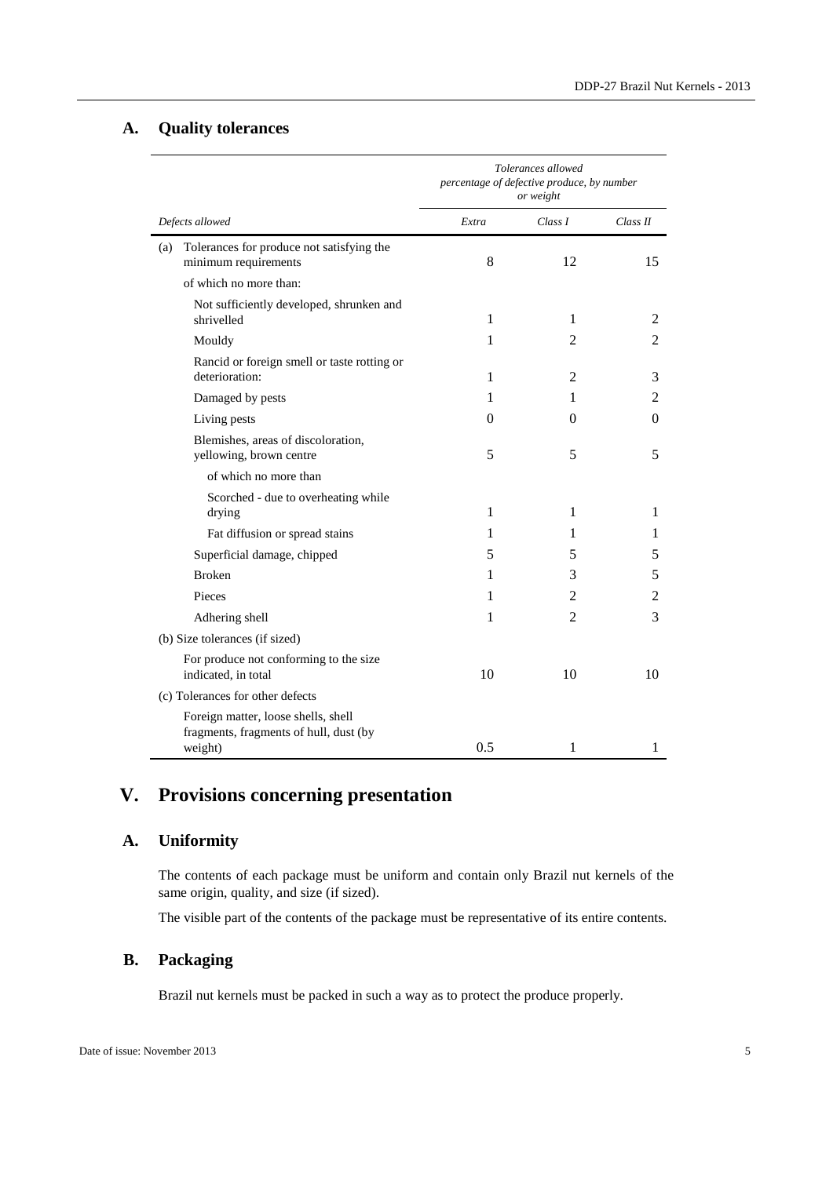## A. Quality tolerances

| *Defects allowed* | *Tolerances allowed percentage of defective produce, by number or weight* | | |
|---|---|---|---|
| | *Extra* | *Class I* | *Class II* |
| (a) Tolerances for produce not satisfying the minimum requirements | 8 | 12 | 15 |
| of which no more than: | | | |
| Not sufficiently developed, shrunken and shrivelled | 1 | 1 | 2 |
| Mouldy | 1 | 2 | 2 |
| Rancid or foreign smell or taste rotting or deterioration: | 1 | 2 | 3 |
| Damaged by pests | 1 | 1 | 2 |
| Living pests | 0 | 0 | 0 |
| Blemishes, areas of discoloration, yellowing, brown centre | 5 | 5 | 5 |
| of which no more than | | | |
| Scorched - due to overheating while drying | 1 | 1 | 1 |
| Fat diffusion or spread stains | 1 | 1 | 1 |
| Superficial damage, chipped | 5 | 5 | 5 |
| Broken | 1 | 3 | 5 |
| Pieces | 1 | 2 | 2 |
| Adhering shell | 1 | 2 | 3 |
| (b) Size tolerances (if sized) | | | |
| For produce not conforming to the size indicated, in total | 10 | 10 | 10 |
| (c) Tolerances for other defects | | | |
| Foreign matter, loose shells, shell fragments, fragments of hull, dust (by weight) | 0.5 | 1 | 1 |

# V. Provisions concerning presentation

## A. Uniformity

The contents of each package must be uniform and contain only Brazil nut kernels of the same origin, quality, and size (if sized).

The visible part of the contents of the package must be representative of its entire contents.

## B. Packaging

Brazil nut kernels must be packed in such a way as to protect the produce properly.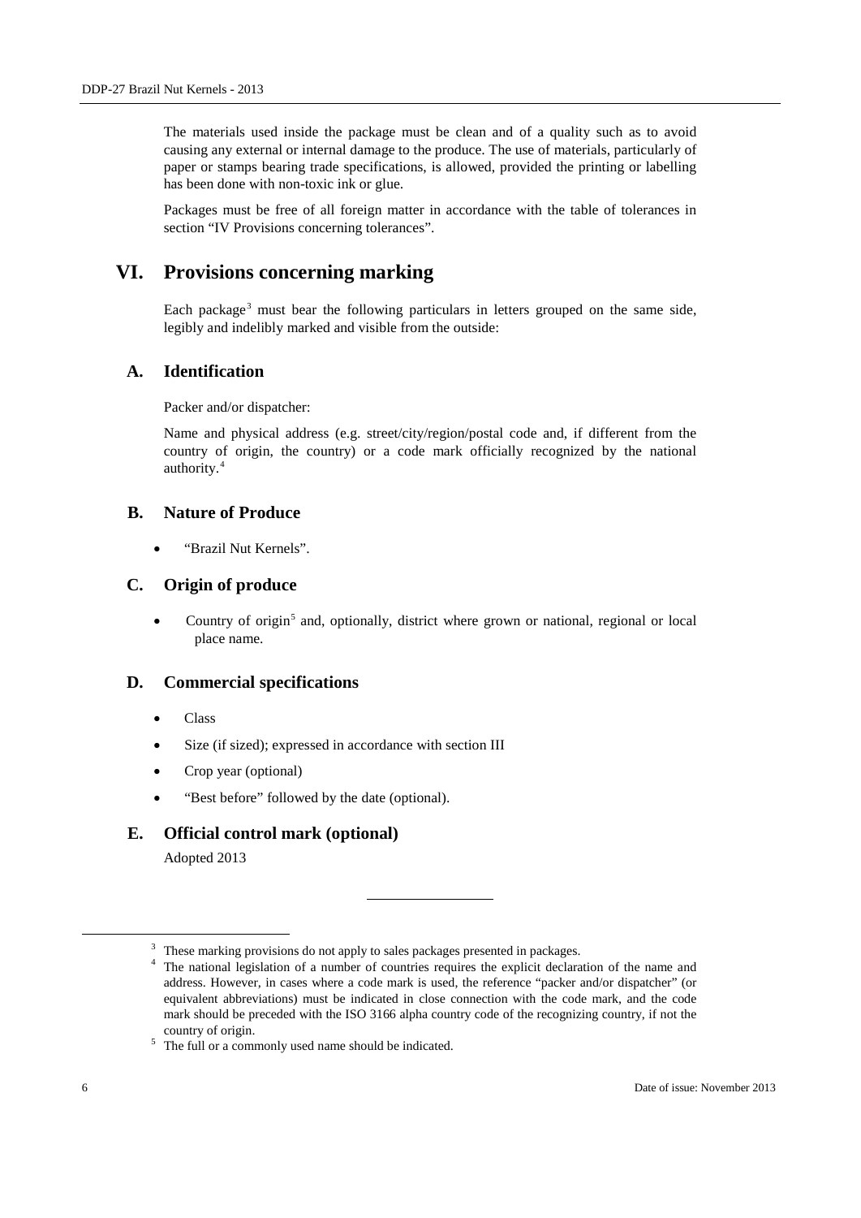The materials used inside the package must be clean and of a quality such as to avoid causing any external or internal damage to the produce. The use of materials, particularly of paper or stamps bearing trade specifications, is allowed, provided the printing or labelling has been done with non-toxic ink or glue.

Packages must be free of all foreign matter in accordance with the table of tolerances in section "IV Provisions concerning tolerances".

# VI. Provisions concerning marking

Each package[3] must bear the following particulars in letters grouped on the same side, legibly and indelibly marked and visible from the outside:

## A. Identification

Packer and/or dispatcher:

Name and physical address (e.g. street/city/region/postal code and, if different from the country of origin, the country) or a code mark officially recognized by the national authority.[4]

## B. Nature of Produce

- "Brazil Nut Kernels".

## C. Origin of produce

- Country of origin[5] and, optionally, district where grown or national, regional or local place name.

## D. Commercial specifications

- Class
- Size (if sized); expressed in accordance with section III
- Crop year (optional)
- "Best before" followed by the date (optional).

## E. Official control mark (optional)

Adopted 2013

---

[3] These marking provisions do not apply to sales packages presented in packages.

[4] The national legislation of a number of countries requires the explicit declaration of the name and address. However, in cases where a code mark is used, the reference "packer and/or dispatcher" (or equivalent abbreviations) must be indicated in close connection with the code mark, and the code mark should be preceded with the ISO 3166 alpha country code of the recognizing country, if not the country of origin.

[5] The full or a commonly used name should be indicated.